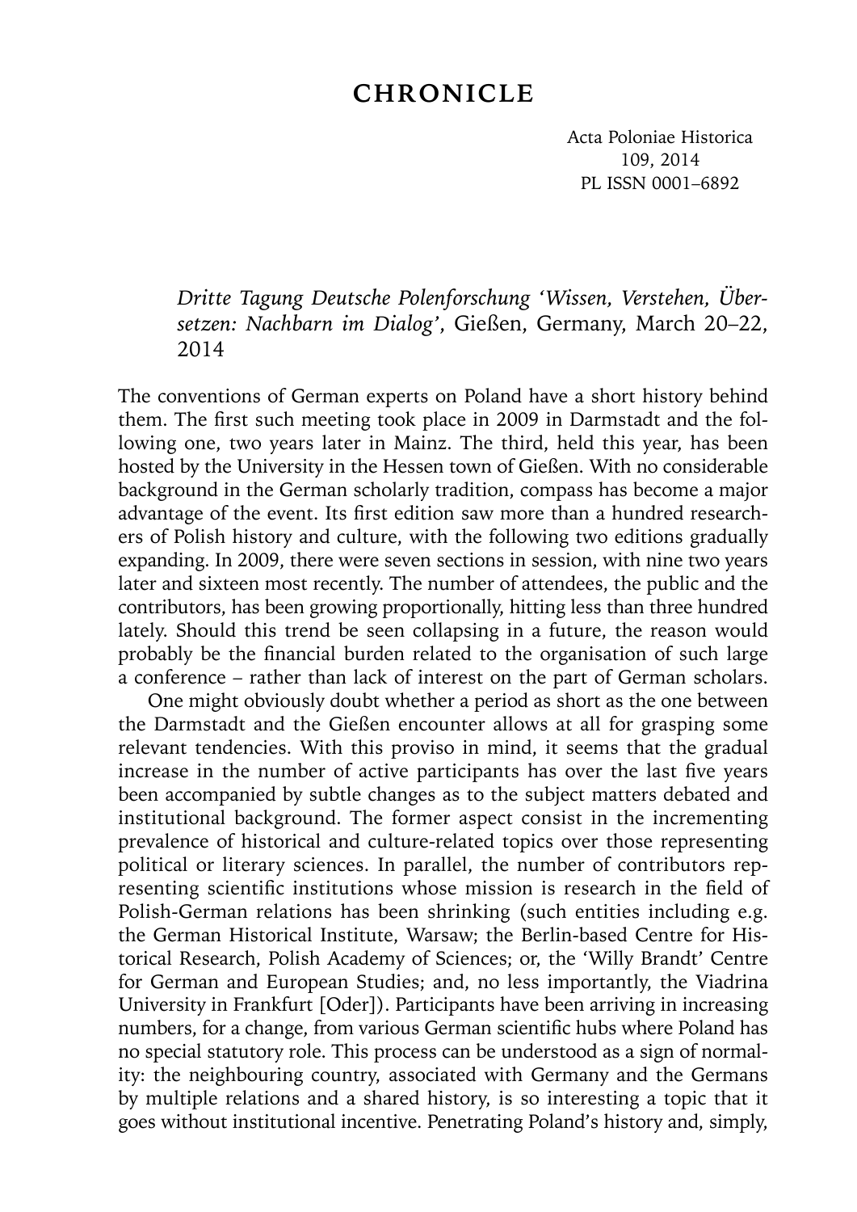# CHRONICLE

*Dritte Tagung Deutsche Polenforschung 'Wissen, Verstehen, Übersetzen: Nachbarn im Dialog'*, Gießen, Germany, March 20–22, 2014

The conventions of German experts on Poland have a short history behind them. The first such meeting took place in 2009 in Darmstadt and the following one, two years later in Mainz. The third, held this year, has been hosted by the University in the Hessen town of Gießen. With no considerable background in the German scholarly tradition, compass has become a major advantage of the event. Its first edition saw more than a hundred researchers of Polish history and culture, with the following two editions gradually expanding. In 2009, there were seven sections in session, with nine two years later and sixteen most recently. The number of attendees, the public and the contributors, has been growing proportionally, hitting less than three hundred lately. Should this trend be seen collapsing in a future, the reason would probably be the financial burden related to the organisation of such large a conference – rather than lack of interest on the part of German scholars.

One might obviously doubt whether a period as short as the one between the Darmstadt and the Gießen encounter allows at all for grasping some relevant tendencies. With this proviso in mind, it seems that the gradual increase in the number of active participants has over the last five years been accompanied by subtle changes as to the subject matters debated and institutional background. The former aspect consist in the incrementing prevalence of historical and culture-related topics over those representing political or literary sciences. In parallel, the number of contributors representing scientific institutions whose mission is research in the field of Polish-German relations has been shrinking (such entities including e.g. the German Historical Institute, Warsaw; the Berlin-based Centre for Historical Research, Polish Academy of Sciences; or, the 'Willy Brandt' Centre for German and European Studies; and, no less importantly, the Viadrina University in Frankfurt [Oder]). Participants have been arriving in increasing numbers, for a change, from various German scientific hubs where Poland has no special statutory role. This process can be understood as a sign of normality: the neighbouring country, associated with Germany and the Germans by multiple relations and a shared history, is so interesting a topic that it goes without institutional incentive. Penetrating Poland's history and, simply,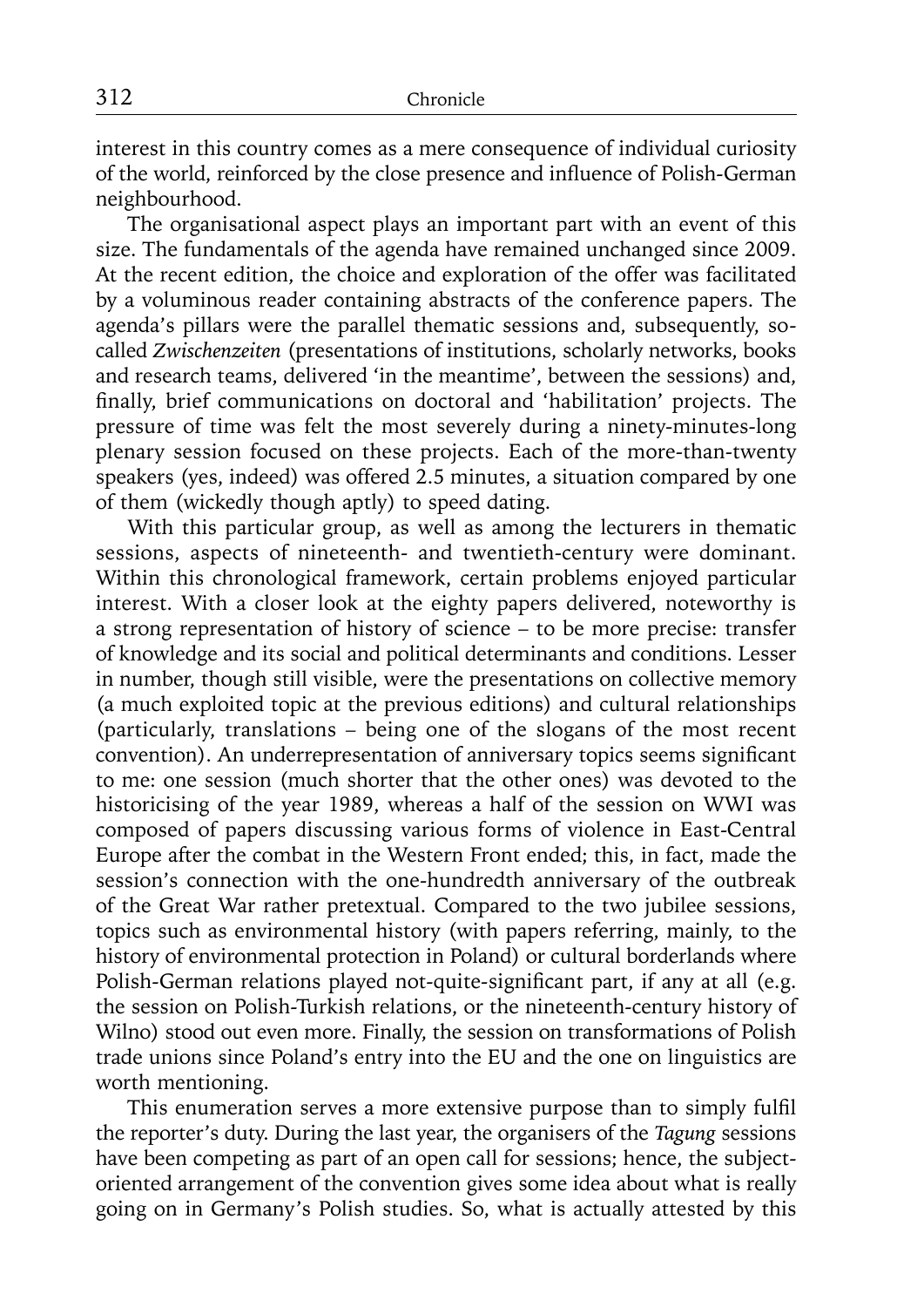interest in this country comes as a mere consequence of individual curiosity of the world, reinforced by the close presence and influence of Polish-German neighbourhood.

The organisational aspect plays an important part with an event of this size. The fundamentals of the agenda have remained unchanged since 2009. At the recent edition, the choice and exploration of the offer was facilitated by a voluminous reader containing abstracts of the conference papers. The agenda's pillars were the parallel thematic sessions and, subsequently, so-called *Zwischenzeiten* (presentations of institutions, scholarly networks, books and research teams, delivered 'in the meantime', between the sessions) and, finally, brief communications on doctoral and 'habilitation' projects. The pressure of time was felt the most severely during a ninety-minutes-long plenary session focused on these projects. Each of the more-than-twenty speakers (yes, indeed) was offered 2.5 minutes, a situation compared by one of them (wickedly though aptly) to speed dating.

With this particular group, as well as among the lecturers in thematic sessions, aspects of nineteenth- and twentieth-century were dominant. Within this chronological framework, certain problems enjoyed particular interest. With a closer look at the eighty papers delivered, noteworthy is a strong representation of history of science – to be more precise: transfer of knowledge and its social and political determinants and conditions. Lesser in number, though still visible, were the presentations on collective memory (a much exploited topic at the previous editions) and cultural relationships (particularly, translations – being one of the slogans of the most recent convention). An underrepresentation of anniversary topics seems significant to me: one session (much shorter that the other ones) was devoted to the historicising of the year 1989, whereas a half of the session on WWI was composed of papers discussing various forms of violence in East-Central Europe after the combat in the Western Front ended; this, in fact, made the session's connection with the one-hundredth anniversary of the outbreak of the Great War rather pretextual. Compared to the two jubilee sessions, topics such as environmental history (with papers referring, mainly, to the history of environmental protection in Poland) or cultural borderlands where Polish-German relations played not-quite-significant part, if any at all (e.g. the session on Polish-Turkish relations, or the nineteenth-century history of Wilno) stood out even more. Finally, the session on transformations of Polish trade unions since Poland's entry into the EU and the one on linguistics are worth mentioning.

This enumeration serves a more extensive purpose than to simply fulfil the reporter's duty. During the last year, the organisers of the *Tagung* sessions have been competing as part of an open call for sessions; hence, the subject-oriented arrangement of the convention gives some idea about what is really going on in Germany's Polish studies. So, what is actually attested by this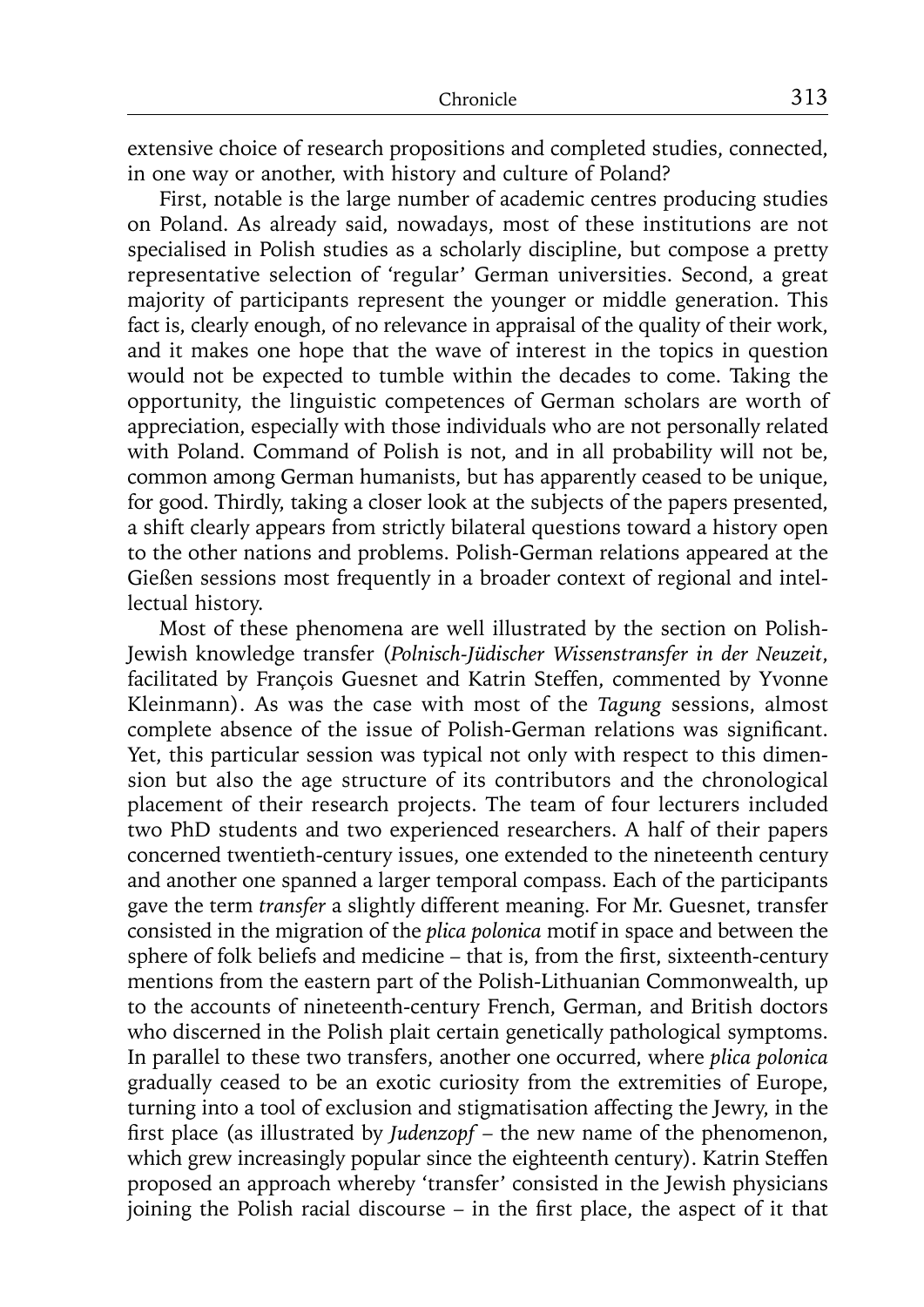extensive choice of research propositions and completed studies, connected, in one way or another, with history and culture of Poland?

First, notable is the large number of academic centres producing studies on Poland. As already said, nowadays, most of these institutions are not specialised in Polish studies as a scholarly discipline, but compose a pretty representative selection of 'regular' German universities. Second, a great majority of participants represent the younger or middle generation. This fact is, clearly enough, of no relevance in appraisal of the quality of their work, and it makes one hope that the wave of interest in the topics in question would not be expected to tumble within the decades to come. Taking the opportunity, the linguistic competences of German scholars are worth of appreciation, especially with those individuals who are not personally related with Poland. Command of Polish is not, and in all probability will not be, common among German humanists, but has apparently ceased to be unique, for good. Thirdly, taking a closer look at the subjects of the papers presented, a shift clearly appears from strictly bilateral questions toward a history open to the other nations and problems. Polish-German relations appeared at the Gießen sessions most frequently in a broader context of regional and intellectual history.

Most of these phenomena are well illustrated by the section on Polish-Jewish knowledge transfer (*Polnisch-Jüdischer Wissenstransfer in der Neuzeit*, facilitated by François Guesnet and Katrin Steffen, commented by Yvonne Kleinmann). As was the case with most of the *Tagung* sessions, almost complete absence of the issue of Polish-German relations was significant. Yet, this particular session was typical not only with respect to this dimension but also the age structure of its contributors and the chronological placement of their research projects. The team of four lecturers included two PhD students and two experienced researchers. A half of their papers concerned twentieth-century issues, one extended to the nineteenth century and another one spanned a larger temporal compass. Each of the participants gave the term *transfer* a slightly different meaning. For Mr. Guesnet, transfer consisted in the migration of the *plica polonica* motif in space and between the sphere of folk beliefs and medicine – that is, from the first, sixteenth-century mentions from the eastern part of the Polish-Lithuanian Commonwealth, up to the accounts of nineteenth-century French, German, and British doctors who discerned in the Polish plait certain genetically pathological symptoms. In parallel to these two transfers, another one occurred, where *plica polonica* gradually ceased to be an exotic curiosity from the extremities of Europe, turning into a tool of exclusion and stigmatisation affecting the Jewry, in the first place (as illustrated by *Judenzopf* – the new name of the phenomenon, which grew increasingly popular since the eighteenth century). Katrin Steffen proposed an approach whereby 'transfer' consisted in the Jewish physicians joining the Polish racial discourse – in the first place, the aspect of it that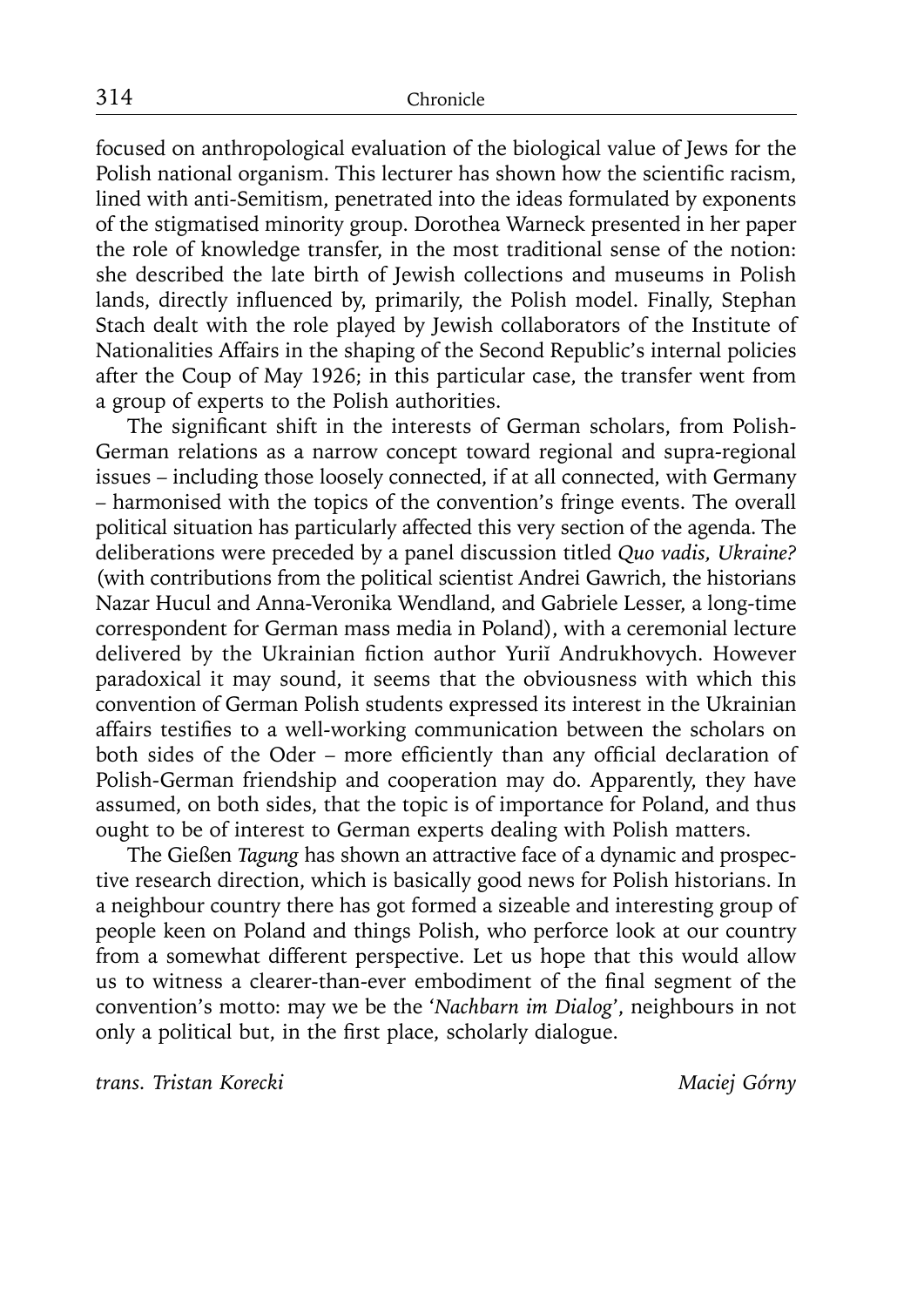focused on anthropological evaluation of the biological value of Jews for the Polish national organism. This lecturer has shown how the scientific racism, lined with anti-Semitism, penetrated into the ideas formulated by exponents of the stigmatised minority group. Dorothea Warneck presented in her paper the role of knowledge transfer, in the most traditional sense of the notion: she described the late birth of Jewish collections and museums in Polish lands, directly influenced by, primarily, the Polish model. Finally, Stephan Stach dealt with the role played by Jewish collaborators of the Institute of Nationalities Affairs in the shaping of the Second Republic's internal policies after the Coup of May 1926; in this particular case, the transfer went from a group of experts to the Polish authorities.

The significant shift in the interests of German scholars, from Polish-German relations as a narrow concept toward regional and supra-regional issues – including those loosely connected, if at all connected, with Germany – harmonised with the topics of the convention's fringe events. The overall political situation has particularly affected this very section of the agenda. The deliberations were preceded by a panel discussion titled *Quo vadis, Ukraine?* (with contributions from the political scientist Andrei Gawrich, the historians Nazar Hucul and Anna-Veronika Wendland, and Gabriele Lesser, a long-time correspondent for German mass media in Poland), with a ceremonial lecture delivered by the Ukrainian fiction author Yurii Andrukhovych. However paradoxical it may sound, it seems that the obviousness with which this convention of German Polish students expressed its interest in the Ukrainian affairs testifies to a well-working communication between the scholars on both sides of the Oder – more efficiently than any official declaration of Polish-German friendship and cooperation may do. Apparently, they have assumed, on both sides, that the topic is of importance for Poland, and thus ought to be of interest to German experts dealing with Polish matters.

The Gießen *Tagung* has shown an attractive face of a dynamic and prospective research direction, which is basically good news for Polish historians. In a neighbour country there has got formed a sizeable and interesting group of people keen on Poland and things Polish, who perforce look at our country from a somewhat different perspective. Let us hope that this would allow us to witness a clearer-than-ever embodiment of the final segment of the convention's motto: may we be the '*Nachbarn im Dialog*', neighbours in not only a political but, in the first place, scholarly dialogue.

*trans. Tristan Korecki* *Maciej Górny*